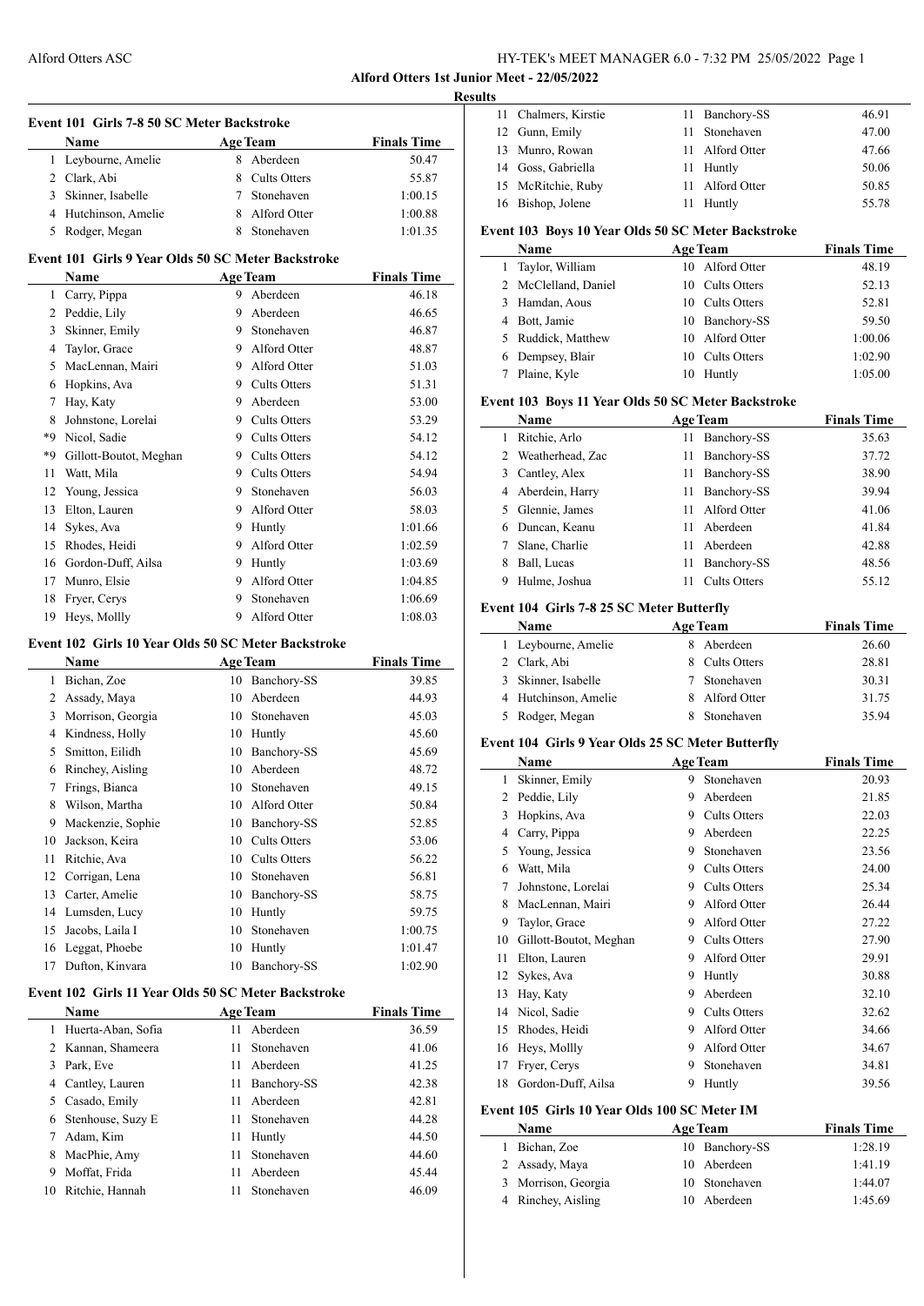**Alford Otters 1st Junior Meet - 22/05/2022**

**Results**

### Event 101 Girls 7-8 50 SC Meter Backstroke

| | Name | Age | Team | Finals Time |
|---|---|---|---|---|
| 1 | Leybourne, Amelie | 8 | Aberdeen | 50.47 |
| 2 | Clark, Abi | 8 | Cults Otters | 55.87 |
| 3 | Skinner, Isabelle | 7 | Stonehaven | 1:00.15 |
| 4 | Hutchinson, Amelie | 8 | Alford Otter | 1:00.88 |
| 5 | Rodger, Megan | 8 | Stonehaven | 1:01.35 |

### Event 101 Girls 9 Year Olds 50 SC Meter Backstroke

| | Name | Age | Team | Finals Time |
|---|---|---|---|---|
| 1 | Carry, Pippa | 9 | Aberdeen | 46.18 |
| 2 | Peddie, Lily | 9 | Aberdeen | 46.65 |
| 3 | Skinner, Emily | 9 | Stonehaven | 46.87 |
| 4 | Taylor, Grace | 9 | Alford Otter | 48.87 |
| 5 | MacLennan, Mairi | 9 | Alford Otter | 51.03 |
| 6 | Hopkins, Ava | 9 | Cults Otters | 51.31 |
| 7 | Hay, Katy | 9 | Aberdeen | 53.00 |
| 8 | Johnstone, Lorelai | 9 | Cults Otters | 53.29 |
| *9 | Nicol, Sadie | 9 | Cults Otters | 54.12 |
| *9 | Gillott-Boutot, Meghan | 9 | Cults Otters | 54.12 |
| 11 | Watt, Mila | 9 | Cults Otters | 54.94 |
| 12 | Young, Jessica | 9 | Stonehaven | 56.03 |
| 13 | Elton, Lauren | 9 | Alford Otter | 58.03 |
| 14 | Sykes, Ava | 9 | Huntly | 1:01.66 |
| 15 | Rhodes, Heidi | 9 | Alford Otter | 1:02.59 |
| 16 | Gordon-Duff, Ailsa | 9 | Huntly | 1:03.69 |
| 17 | Munro, Elsie | 9 | Alford Otter | 1:04.85 |
| 18 | Fryer, Cerys | 9 | Stonehaven | 1:06.69 |
| 19 | Heys, Mollly | 9 | Alford Otter | 1:08.03 |

### Event 102 Girls 10 Year Olds 50 SC Meter Backstroke

| | Name | Age | Team | Finals Time |
|---|---|---|---|---|
| 1 | Bichan, Zoe | 10 | Banchory-SS | 39.85 |
| 2 | Assady, Maya | 10 | Aberdeen | 44.93 |
| 3 | Morrison, Georgia | 10 | Stonehaven | 45.03 |
| 4 | Kindness, Holly | 10 | Huntly | 45.60 |
| 5 | Smitton, Eilidh | 10 | Banchory-SS | 45.69 |
| 6 | Rinchey, Aisling | 10 | Aberdeen | 48.72 |
| 7 | Frings, Bianca | 10 | Stonehaven | 49.15 |
| 8 | Wilson, Martha | 10 | Alford Otter | 50.84 |
| 9 | Mackenzie, Sophie | 10 | Banchory-SS | 52.85 |
| 10 | Jackson, Keira | 10 | Cults Otters | 53.06 |
| 11 | Ritchie, Ava | 10 | Cults Otters | 56.22 |
| 12 | Corrigan, Lena | 10 | Stonehaven | 56.81 |
| 13 | Carter, Amelie | 10 | Banchory-SS | 58.75 |
| 14 | Lumsden, Lucy | 10 | Huntly | 59.75 |
| 15 | Jacobs, Laila I | 10 | Stonehaven | 1:00.75 |
| 16 | Leggat, Phoebe | 10 | Huntly | 1:01.47 |
| 17 | Dufton, Kinvara | 10 | Banchory-SS | 1:02.90 |

### Event 102 Girls 11 Year Olds 50 SC Meter Backstroke

| | Name | Age | Team | Finals Time |
|---|---|---|---|---|
| 1 | Huerta-Aban, Sofia | 11 | Aberdeen | 36.59 |
| 2 | Kannan, Shameera | 11 | Stonehaven | 41.06 |
| 3 | Park, Eve | 11 | Aberdeen | 41.25 |
| 4 | Cantley, Lauren | 11 | Banchory-SS | 42.38 |
| 5 | Casado, Emily | 11 | Aberdeen | 42.81 |
| 6 | Stenhouse, Suzy E | 11 | Stonehaven | 44.28 |
| 7 | Adam, Kim | 11 | Huntly | 44.50 |
| 8 | MacPhie, Amy | 11 | Stonehaven | 44.60 |
| 9 | Moffat, Frida | 11 | Aberdeen | 45.44 |
| 10 | Ritchie, Hannah | 11 | Stonehaven | 46.09 |
| 11 | Chalmers, Kirstie | 11 | Banchory-SS | 46.91 |
| 12 | Gunn, Emily | 11 | Stonehaven | 47.00 |
| 13 | Munro, Rowan | 11 | Alford Otter | 47.66 |
| 14 | Goss, Gabriella | 11 | Huntly | 50.06 |
| 15 | McRitchie, Ruby | 11 | Alford Otter | 50.85 |
| 16 | Bishop, Jolene | 11 | Huntly | 55.78 |

### Event 103 Boys 10 Year Olds 50 SC Meter Backstroke

| | Name | Age | Team | Finals Time |
|---|---|---|---|---|
| 1 | Taylor, William | 10 | Alford Otter | 48.19 |
| 2 | McClelland, Daniel | 10 | Cults Otters | 52.13 |
| 3 | Hamdan, Aous | 10 | Cults Otters | 52.81 |
| 4 | Bott, Jamie | 10 | Banchory-SS | 59.50 |
| 5 | Ruddick, Matthew | 10 | Alford Otter | 1:00.06 |
| 6 | Dempsey, Blair | 10 | Cults Otters | 1:02.90 |
| 7 | Plaine, Kyle | 10 | Huntly | 1:05.00 |

### Event 103 Boys 11 Year Olds 50 SC Meter Backstroke

| | Name | Age | Team | Finals Time |
|---|---|---|---|---|
| 1 | Ritchie, Arlo | 11 | Banchory-SS | 35.63 |
| 2 | Weatherhead, Zac | 11 | Banchory-SS | 37.72 |
| 3 | Cantley, Alex | 11 | Banchory-SS | 38.90 |
| 4 | Aberdein, Harry | 11 | Banchory-SS | 39.94 |
| 5 | Glennie, James | 11 | Alford Otter | 41.06 |
| 6 | Duncan, Keanu | 11 | Aberdeen | 41.84 |
| 7 | Slane, Charlie | 11 | Aberdeen | 42.88 |
| 8 | Ball, Lucas | 11 | Banchory-SS | 48.56 |
| 9 | Hulme, Joshua | 11 | Cults Otters | 55.12 |

### Event 104 Girls 7-8 25 SC Meter Butterfly

| | Name | Age | Team | Finals Time |
|---|---|---|---|---|
| 1 | Leybourne, Amelie | 8 | Aberdeen | 26.60 |
| 2 | Clark, Abi | 8 | Cults Otters | 28.81 |
| 3 | Skinner, Isabelle | 7 | Stonehaven | 30.31 |
| 4 | Hutchinson, Amelie | 8 | Alford Otter | 31.75 |
| 5 | Rodger, Megan | 8 | Stonehaven | 35.94 |

### Event 104 Girls 9 Year Olds 25 SC Meter Butterfly

| | Name | Age | Team | Finals Time |
|---|---|---|---|---|
| 1 | Skinner, Emily | 9 | Stonehaven | 20.93 |
| 2 | Peddie, Lily | 9 | Aberdeen | 21.85 |
| 3 | Hopkins, Ava | 9 | Cults Otters | 22.03 |
| 4 | Carry, Pippa | 9 | Aberdeen | 22.25 |
| 5 | Young, Jessica | 9 | Stonehaven | 23.56 |
| 6 | Watt, Mila | 9 | Cults Otters | 24.00 |
| 7 | Johnstone, Lorelai | 9 | Cults Otters | 25.34 |
| 8 | MacLennan, Mairi | 9 | Alford Otter | 26.44 |
| 9 | Taylor, Grace | 9 | Alford Otter | 27.22 |
| 10 | Gillott-Boutot, Meghan | 9 | Cults Otters | 27.90 |
| 11 | Elton, Lauren | 9 | Alford Otter | 29.91 |
| 12 | Sykes, Ava | 9 | Huntly | 30.88 |
| 13 | Hay, Katy | 9 | Aberdeen | 32.10 |
| 14 | Nicol, Sadie | 9 | Cults Otters | 32.62 |
| 15 | Rhodes, Heidi | 9 | Alford Otter | 34.66 |
| 16 | Heys, Mollly | 9 | Alford Otter | 34.67 |
| 17 | Fryer, Cerys | 9 | Stonehaven | 34.81 |
| 18 | Gordon-Duff, Ailsa | 9 | Huntly | 39.56 |

### Event 105 Girls 10 Year Olds 100 SC Meter IM

| | Name | Age | Team | Finals Time |
|---|---|---|---|---|
| 1 | Bichan, Zoe | 10 | Banchory-SS | 1:28.19 |
| 2 | Assady, Maya | 10 | Aberdeen | 1:41.19 |
| 3 | Morrison, Georgia | 10 | Stonehaven | 1:44.07 |
| 4 | Rinchey, Aisling | 10 | Aberdeen | 1:45.69 |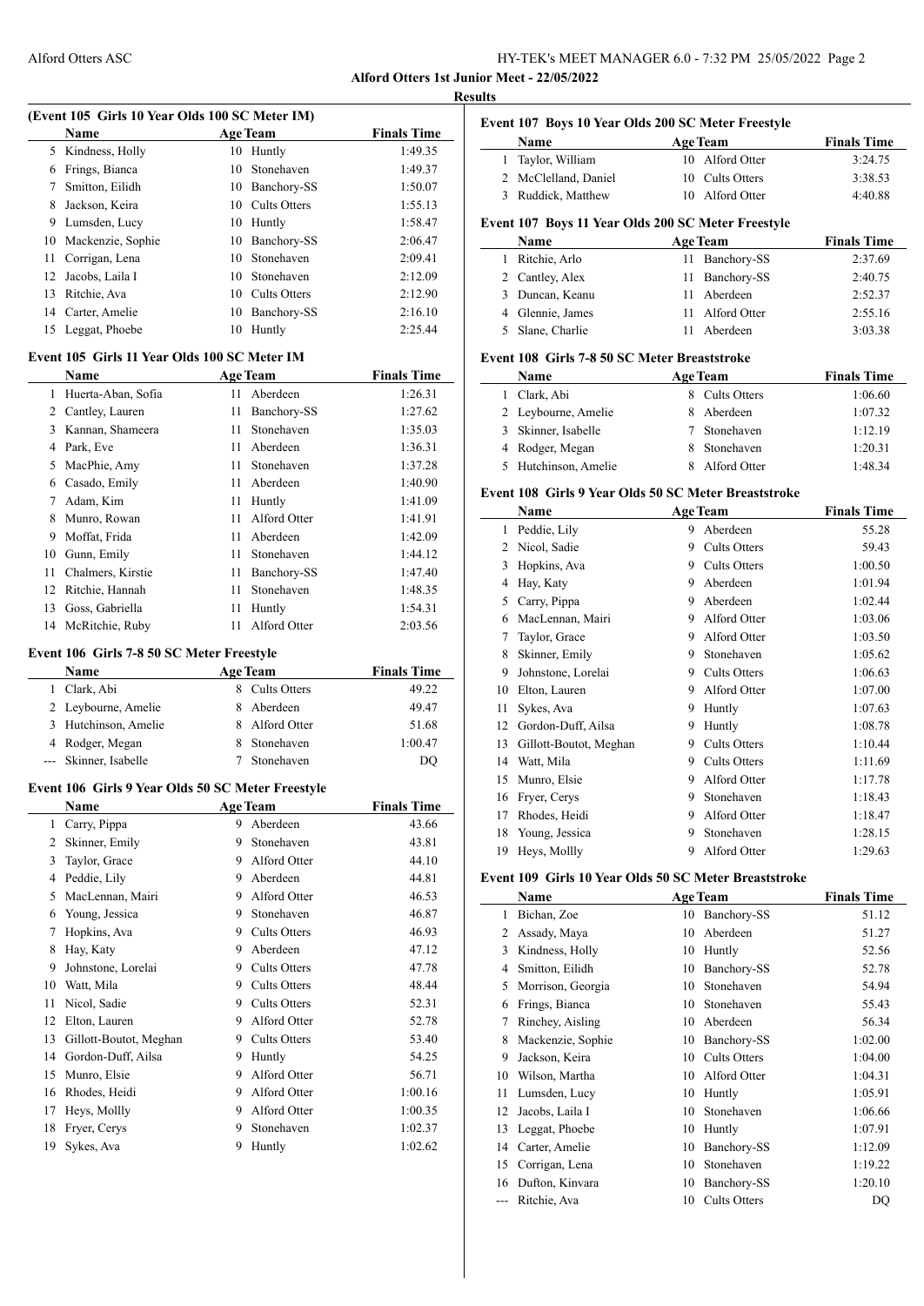**Alford Otters 1st Junior Meet - 22/05/2022**

**Results**

### (Event 105 Girls 10 Year Olds 100 SC Meter IM)

| | Name | Age | Team | Finals Time |
|---|---|---|---|---|
| 5 | Kindness, Holly | 10 | Huntly | 1:49.35 |
| 6 | Frings, Bianca | 10 | Stonehaven | 1:49.37 |
| 7 | Smitton, Eilidh | 10 | Banchory-SS | 1:50.07 |
| 8 | Jackson, Keira | 10 | Cults Otters | 1:55.13 |
| 9 | Lumsden, Lucy | 10 | Huntly | 1:58.47 |
| 10 | Mackenzie, Sophie | 10 | Banchory-SS | 2:06.47 |
| 11 | Corrigan, Lena | 10 | Stonehaven | 2:09.41 |
| 12 | Jacobs, Laila I | 10 | Stonehaven | 2:12.09 |
| 13 | Ritchie, Ava | 10 | Cults Otters | 2:12.90 |
| 14 | Carter, Amelie | 10 | Banchory-SS | 2:16.10 |
| 15 | Leggat, Phoebe | 10 | Huntly | 2:25.44 |

### Event 105 Girls 11 Year Olds 100 SC Meter IM

| | Name | Age | Team | Finals Time |
|---|---|---|---|---|
| 1 | Huerta-Aban, Sofia | 11 | Aberdeen | 1:26.31 |
| 2 | Cantley, Lauren | 11 | Banchory-SS | 1:27.62 |
| 3 | Kannan, Shameera | 11 | Stonehaven | 1:35.03 |
| 4 | Park, Eve | 11 | Aberdeen | 1:36.31 |
| 5 | MacPhie, Amy | 11 | Stonehaven | 1:37.28 |
| 6 | Casado, Emily | 11 | Aberdeen | 1:40.90 |
| 7 | Adam, Kim | 11 | Huntly | 1:41.09 |
| 8 | Munro, Rowan | 11 | Alford Otter | 1:41.91 |
| 9 | Moffat, Frida | 11 | Aberdeen | 1:42.09 |
| 10 | Gunn, Emily | 11 | Stonehaven | 1:44.12 |
| 11 | Chalmers, Kirstie | 11 | Banchory-SS | 1:47.40 |
| 12 | Ritchie, Hannah | 11 | Stonehaven | 1:48.35 |
| 13 | Goss, Gabriella | 11 | Huntly | 1:54.31 |
| 14 | McRitchie, Ruby | 11 | Alford Otter | 2:03.56 |

### Event 106 Girls 7-8 50 SC Meter Freestyle

| | Name | Age | Team | Finals Time |
|---|---|---|---|---|
| 1 | Clark, Abi | 8 | Cults Otters | 49.22 |
| 2 | Leybourne, Amelie | 8 | Aberdeen | 49.47 |
| 3 | Hutchinson, Amelie | 8 | Alford Otter | 51.68 |
| 4 | Rodger, Megan | 8 | Stonehaven | 1:00.47 |
| --- | Skinner, Isabelle | 7 | Stonehaven | DQ |

### Event 106 Girls 9 Year Olds 50 SC Meter Freestyle

| | Name | Age | Team | Finals Time |
|---|---|---|---|---|
| 1 | Carry, Pippa | 9 | Aberdeen | 43.66 |
| 2 | Skinner, Emily | 9 | Stonehaven | 43.81 |
| 3 | Taylor, Grace | 9 | Alford Otter | 44.10 |
| 4 | Peddie, Lily | 9 | Aberdeen | 44.81 |
| 5 | MacLennan, Mairi | 9 | Alford Otter | 46.53 |
| 6 | Young, Jessica | 9 | Stonehaven | 46.87 |
| 7 | Hopkins, Ava | 9 | Cults Otters | 46.93 |
| 8 | Hay, Katy | 9 | Aberdeen | 47.12 |
| 9 | Johnstone, Lorelai | 9 | Cults Otters | 47.78 |
| 10 | Watt, Mila | 9 | Cults Otters | 48.44 |
| 11 | Nicol, Sadie | 9 | Cults Otters | 52.31 |
| 12 | Elton, Lauren | 9 | Alford Otter | 52.78 |
| 13 | Gillott-Boutot, Meghan | 9 | Cults Otters | 53.40 |
| 14 | Gordon-Duff, Ailsa | 9 | Huntly | 54.25 |
| 15 | Munro, Elsie | 9 | Alford Otter | 56.71 |
| 16 | Rhodes, Heidi | 9 | Alford Otter | 1:00.16 |
| 17 | Heys, Mollly | 9 | Alford Otter | 1:00.35 |
| 18 | Fryer, Cerys | 9 | Stonehaven | 1:02.37 |
| 19 | Sykes, Ava | 9 | Huntly | 1:02.62 |

### Event 107 Boys 10 Year Olds 200 SC Meter Freestyle

| | Name | Age | Team | Finals Time |
|---|---|---|---|---|
| 1 | Taylor, William | 10 | Alford Otter | 3:24.75 |
| 2 | McClelland, Daniel | 10 | Cults Otters | 3:38.53 |
| 3 | Ruddick, Matthew | 10 | Alford Otter | 4:40.88 |

### Event 107 Boys 11 Year Olds 200 SC Meter Freestyle

| | Name | Age | Team | Finals Time |
|---|---|---|---|---|
| 1 | Ritchie, Arlo | 11 | Banchory-SS | 2:37.69 |
| 2 | Cantley, Alex | 11 | Banchory-SS | 2:40.75 |
| 3 | Duncan, Keanu | 11 | Aberdeen | 2:52.37 |
| 4 | Glennie, James | 11 | Alford Otter | 2:55.16 |
| 5 | Slane, Charlie | 11 | Aberdeen | 3:03.38 |

### Event 108 Girls 7-8 50 SC Meter Breaststroke

| | Name | Age | Team | Finals Time |
|---|---|---|---|---|
| 1 | Clark, Abi | 8 | Cults Otters | 1:06.60 |
| 2 | Leybourne, Amelie | 8 | Aberdeen | 1:07.32 |
| 3 | Skinner, Isabelle | 7 | Stonehaven | 1:12.19 |
| 4 | Rodger, Megan | 8 | Stonehaven | 1:20.31 |
| 5 | Hutchinson, Amelie | 8 | Alford Otter | 1:48.34 |

### Event 108 Girls 9 Year Olds 50 SC Meter Breaststroke

| | Name | Age | Team | Finals Time |
|---|---|---|---|---|
| 1 | Peddie, Lily | 9 | Aberdeen | 55.28 |
| 2 | Nicol, Sadie | 9 | Cults Otters | 59.43 |
| 3 | Hopkins, Ava | 9 | Cults Otters | 1:00.50 |
| 4 | Hay, Katy | 9 | Aberdeen | 1:01.94 |
| 5 | Carry, Pippa | 9 | Aberdeen | 1:02.44 |
| 6 | MacLennan, Mairi | 9 | Alford Otter | 1:03.06 |
| 7 | Taylor, Grace | 9 | Alford Otter | 1:03.50 |
| 8 | Skinner, Emily | 9 | Stonehaven | 1:05.62 |
| 9 | Johnstone, Lorelai | 9 | Cults Otters | 1:06.63 |
| 10 | Elton, Lauren | 9 | Alford Otter | 1:07.00 |
| 11 | Sykes, Ava | 9 | Huntly | 1:07.63 |
| 12 | Gordon-Duff, Ailsa | 9 | Huntly | 1:08.78 |
| 13 | Gillott-Boutot, Meghan | 9 | Cults Otters | 1:10.44 |
| 14 | Watt, Mila | 9 | Cults Otters | 1:11.69 |
| 15 | Munro, Elsie | 9 | Alford Otter | 1:17.78 |
| 16 | Fryer, Cerys | 9 | Stonehaven | 1:18.43 |
| 17 | Rhodes, Heidi | 9 | Alford Otter | 1:18.47 |
| 18 | Young, Jessica | 9 | Stonehaven | 1:28.15 |
| 19 | Heys, Mollly | 9 | Alford Otter | 1:29.63 |

### Event 109 Girls 10 Year Olds 50 SC Meter Breaststroke

| | Name | Age | Team | Finals Time |
|---|---|---|---|---|
| 1 | Bichan, Zoe | 10 | Banchory-SS | 51.12 |
| 2 | Assady, Maya | 10 | Aberdeen | 51.27 |
| 3 | Kindness, Holly | 10 | Huntly | 52.56 |
| 4 | Smitton, Eilidh | 10 | Banchory-SS | 52.78 |
| 5 | Morrison, Georgia | 10 | Stonehaven | 54.94 |
| 6 | Frings, Bianca | 10 | Stonehaven | 55.43 |
| 7 | Rinchey, Aisling | 10 | Aberdeen | 56.34 |
| 8 | Mackenzie, Sophie | 10 | Banchory-SS | 1:02.00 |
| 9 | Jackson, Keira | 10 | Cults Otters | 1:04.00 |
| 10 | Wilson, Martha | 10 | Alford Otter | 1:04.31 |
| 11 | Lumsden, Lucy | 10 | Huntly | 1:05.91 |
| 12 | Jacobs, Laila I | 10 | Stonehaven | 1:06.66 |
| 13 | Leggat, Phoebe | 10 | Huntly | 1:07.91 |
| 14 | Carter, Amelie | 10 | Banchory-SS | 1:12.09 |
| 15 | Corrigan, Lena | 10 | Stonehaven | 1:19.22 |
| 16 | Dufton, Kinvara | 10 | Banchory-SS | 1:20.10 |
| --- | Ritchie, Ava | 10 | Cults Otters | DQ |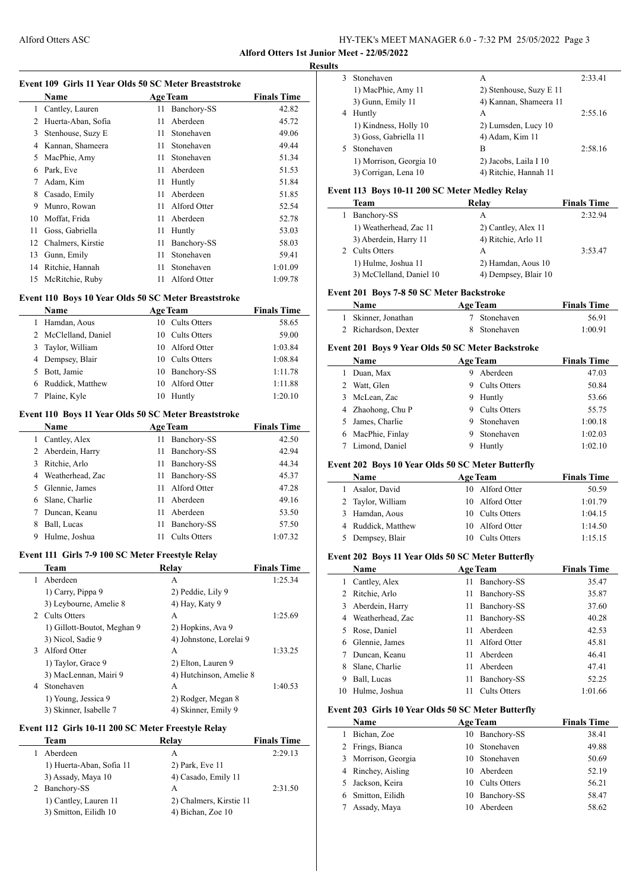**Alford Otters 1st Junior Meet - 22/05/2022**

**Results**

### Event 109 Girls 11 Year Olds 50 SC Meter Breaststroke

| | Name | Age | Team | Finals Time |
|---|---|---|---|---|
| 1 | Cantley, Lauren | 11 | Banchory-SS | 42.82 |
| 2 | Huerta-Aban, Sofia | 11 | Aberdeen | 45.72 |
| 3 | Stenhouse, Suzy E | 11 | Stonehaven | 49.06 |
| 4 | Kannan, Shameera | 11 | Stonehaven | 49.44 |
| 5 | MacPhie, Amy | 11 | Stonehaven | 51.34 |
| 6 | Park, Eve | 11 | Aberdeen | 51.53 |
| 7 | Adam, Kim | 11 | Huntly | 51.84 |
| 8 | Casado, Emily | 11 | Aberdeen | 51.85 |
| 9 | Munro, Rowan | 11 | Alford Otter | 52.54 |
| 10 | Moffat, Frida | 11 | Aberdeen | 52.78 |
| 11 | Goss, Gabriella | 11 | Huntly | 53.03 |
| 12 | Chalmers, Kirstie | 11 | Banchory-SS | 58.03 |
| 13 | Gunn, Emily | 11 | Stonehaven | 59.41 |
| 14 | Ritchie, Hannah | 11 | Stonehaven | 1:01.09 |
| 15 | McRitchie, Ruby | 11 | Alford Otter | 1:09.78 |

### Event 110 Boys 10 Year Olds 50 SC Meter Breaststroke

| | Name | Age | Team | Finals Time |
|---|---|---|---|---|
| 1 | Hamdan, Aous | 10 | Cults Otters | 58.65 |
| 2 | McClelland, Daniel | 10 | Cults Otters | 59.00 |
| 3 | Taylor, William | 10 | Alford Otter | 1:03.84 |
| 4 | Dempsey, Blair | 10 | Cults Otters | 1:08.84 |
| 5 | Bott, Jamie | 10 | Banchory-SS | 1:11.78 |
| 6 | Ruddick, Matthew | 10 | Alford Otter | 1:11.88 |
| 7 | Plaine, Kyle | 10 | Huntly | 1:20.10 |

### Event 110 Boys 11 Year Olds 50 SC Meter Breaststroke

| | Name | Age | Team | Finals Time |
|---|---|---|---|---|
| 1 | Cantley, Alex | 11 | Banchory-SS | 42.50 |
| 2 | Aberdein, Harry | 11 | Banchory-SS | 42.94 |
| 3 | Ritchie, Arlo | 11 | Banchory-SS | 44.34 |
| 4 | Weatherhead, Zac | 11 | Banchory-SS | 45.37 |
| 5 | Glennie, James | 11 | Alford Otter | 47.28 |
| 6 | Slane, Charlie | 11 | Aberdeen | 49.16 |
| 7 | Duncan, Keanu | 11 | Aberdeen | 53.50 |
| 8 | Ball, Lucas | 11 | Banchory-SS | 57.50 |
| 9 | Hulme, Joshua | 11 | Cults Otters | 1:07.32 |

### Event 111 Girls 7-9 100 SC Meter Freestyle Relay

| | Team | Relay | | Finals Time |
|---|---|---|---|---|
| 1 | Aberdeen | A | | 1:25.34 |
| | 1) Carry, Pippa 9 | 2) Peddie, Lily 9 | | |
| | 3) Leybourne, Amelie 8 | 4) Hay, Katy 9 | | |
| 2 | Cults Otters | A | | 1:25.69 |
| | 1) Gillott-Boutot, Meghan 9 | 2) Hopkins, Ava 9 | | |
| | 3) Nicol, Sadie 9 | 4) Johnstone, Lorelai 9 | | |
| 3 | Alford Otter | A | | 1:33.25 |
| | 1) Taylor, Grace 9 | 2) Elton, Lauren 9 | | |
| | 3) MacLennan, Mairi 9 | 4) Hutchinson, Amelie 8 | | |
| 4 | Stonehaven | A | | 1:40.53 |
| | 1) Young, Jessica 9 | 2) Rodger, Megan 8 | | |
| | 3) Skinner, Isabelle 7 | 4) Skinner, Emily 9 | | |

### Event 112 Girls 10-11 200 SC Meter Freestyle Relay

| | Team | Relay | | Finals Time |
|---|---|---|---|---|
| 1 | Aberdeen | A | | 2:29.13 |
| | 1) Huerta-Aban, Sofia 11 | 2) Park, Eve 11 | | |
| | 3) Assady, Maya 10 | 4) Casado, Emily 11 | | |
| 2 | Banchory-SS | A | | 2:31.50 |
| | 1) Cantley, Lauren 11 | 2) Chalmers, Kirstie 11 | | |
| | 3) Smitton, Eilidh 10 | 4) Bichan, Zoe 10 | | |
| 3 | Stonehaven | A | | 2:33.41 |
| | 1) MacPhie, Amy 11 | 2) Stenhouse, Suzy E 11 | | |
| | 3) Gunn, Emily 11 | 4) Kannan, Shameera 11 | | |
| 4 | Huntly | A | | 2:55.16 |
| | 1) Kindness, Holly 10 | 2) Lumsden, Lucy 10 | | |
| | 3) Goss, Gabriella 11 | 4) Adam, Kim 11 | | |
| 5 | Stonehaven | B | | 2:58.16 |
| | 1) Morrison, Georgia 10 | 2) Jacobs, Laila I 10 | | |
| | 3) Corrigan, Lena 10 | 4) Ritchie, Hannah 11 | | |

### Event 113 Boys 10-11 200 SC Meter Medley Relay

| | Team | Relay | | Finals Time |
|---|---|---|---|---|
| 1 | Banchory-SS | A | | 2:32.94 |
| | 1) Weatherhead, Zac 11 | 2) Cantley, Alex 11 | | |
| | 3) Aberdein, Harry 11 | 4) Ritchie, Arlo 11 | | |
| 2 | Cults Otters | A | | 3:53.47 |
| | 1) Hulme, Joshua 11 | 2) Hamdan, Aous 10 | | |
| | 3) McClelland, Daniel 10 | 4) Dempsey, Blair 10 | | |

### Event 201 Boys 7-8 50 SC Meter Backstroke

| | Name | Age | Team | Finals Time |
|---|---|---|---|---|
| 1 | Skinner, Jonathan | 7 | Stonehaven | 56.91 |
| 2 | Richardson, Dexter | 8 | Stonehaven | 1:00.91 |

### Event 201 Boys 9 Year Olds 50 SC Meter Backstroke

| | Name | Age | Team | Finals Time |
|---|---|---|---|---|
| 1 | Duan, Max | 9 | Aberdeen | 47.03 |
| 2 | Watt, Glen | 9 | Cults Otters | 50.84 |
| 3 | McLean, Zac | 9 | Huntly | 53.66 |
| 4 | Zhaohong, Chu P | 9 | Cults Otters | 55.75 |
| 5 | James, Charlie | 9 | Stonehaven | 1:00.18 |
| 6 | MacPhie, Finlay | 9 | Stonehaven | 1:02.03 |
| 7 | Limond, Daniel | 9 | Huntly | 1:02.10 |

### Event 202 Boys 10 Year Olds 50 SC Meter Butterfly

| | Name | Age | Team | Finals Time |
|---|---|---|---|---|
| 1 | Asalor, David | 10 | Alford Otter | 50.59 |
| 2 | Taylor, William | 10 | Alford Otter | 1:01.79 |
| 3 | Hamdan, Aous | 10 | Cults Otters | 1:04.15 |
| 4 | Ruddick, Matthew | 10 | Alford Otter | 1:14.50 |
| 5 | Dempsey, Blair | 10 | Cults Otters | 1:15.15 |

### Event 202 Boys 11 Year Olds 50 SC Meter Butterfly

| | Name | Age | Team | Finals Time |
|---|---|---|---|---|
| 1 | Cantley, Alex | 11 | Banchory-SS | 35.47 |
| 2 | Ritchie, Arlo | 11 | Banchory-SS | 35.87 |
| 3 | Aberdein, Harry | 11 | Banchory-SS | 37.60 |
| 4 | Weatherhead, Zac | 11 | Banchory-SS | 40.28 |
| 5 | Rose, Daniel | 11 | Aberdeen | 42.53 |
| 6 | Glennie, James | 11 | Alford Otter | 45.81 |
| 7 | Duncan, Keanu | 11 | Aberdeen | 46.41 |
| 8 | Slane, Charlie | 11 | Aberdeen | 47.41 |
| 9 | Ball, Lucas | 11 | Banchory-SS | 52.25 |
| 10 | Hulme, Joshua | 11 | Cults Otters | 1:01.66 |

### Event 203 Girls 10 Year Olds 50 SC Meter Butterfly

| | Name | Age | Team | Finals Time |
|---|---|---|---|---|
| 1 | Bichan, Zoe | 10 | Banchory-SS | 38.41 |
| 2 | Frings, Bianca | 10 | Stonehaven | 49.88 |
| 3 | Morrison, Georgia | 10 | Stonehaven | 50.69 |
| 4 | Rinchey, Aisling | 10 | Aberdeen | 52.19 |
| 5 | Jackson, Keira | 10 | Cults Otters | 56.21 |
| 6 | Smitton, Eilidh | 10 | Banchory-SS | 58.47 |
| 7 | Assady, Maya | 10 | Aberdeen | 58.62 |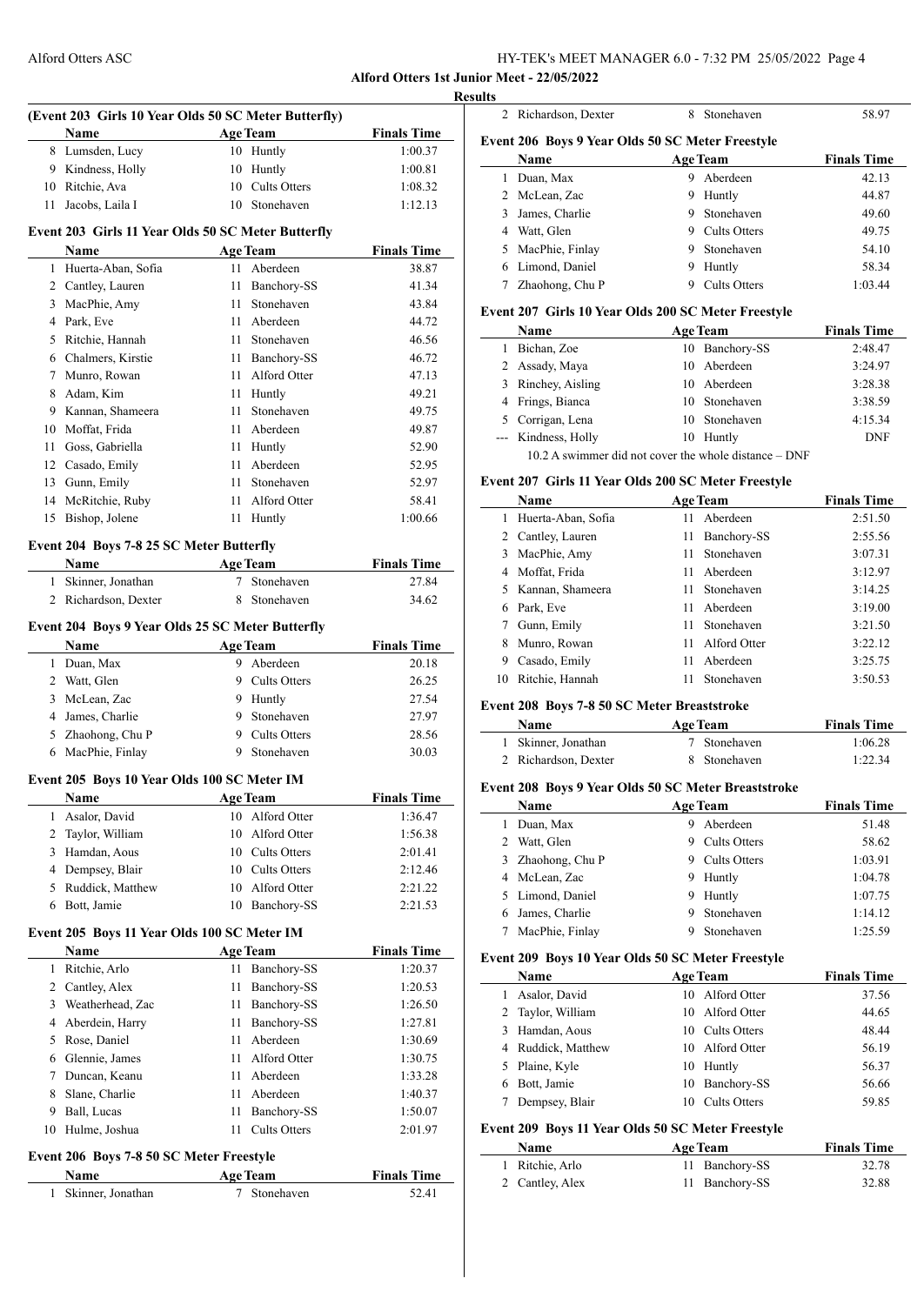## Alford Otters 1st Junior Meet - 22/05/2022

### Results

### (Event 203 Girls 10 Year Olds 50 SC Meter Butterfly)

| | Name | Age | Team | Finals Time |
|---|---|---|---|---|
| 8 | Lumsden, Lucy | 10 | Huntly | 1:00.37 |
| 9 | Kindness, Holly | 10 | Huntly | 1:00.81 |
| 10 | Ritchie, Ava | 10 | Cults Otters | 1:08.32 |
| 11 | Jacobs, Laila I | 10 | Stonehaven | 1:12.13 |

### Event 203 Girls 11 Year Olds 50 SC Meter Butterfly

| | Name | Age | Team | Finals Time |
|---|---|---|---|---|
| 1 | Huerta-Aban, Sofia | 11 | Aberdeen | 38.87 |
| 2 | Cantley, Lauren | 11 | Banchory-SS | 41.34 |
| 3 | MacPhie, Amy | 11 | Stonehaven | 43.84 |
| 4 | Park, Eve | 11 | Aberdeen | 44.72 |
| 5 | Ritchie, Hannah | 11 | Stonehaven | 46.56 |
| 6 | Chalmers, Kirstie | 11 | Banchory-SS | 46.72 |
| 7 | Munro, Rowan | 11 | Alford Otter | 47.13 |
| 8 | Adam, Kim | 11 | Huntly | 49.21 |
| 9 | Kannan, Shameera | 11 | Stonehaven | 49.75 |
| 10 | Moffat, Frida | 11 | Aberdeen | 49.87 |
| 11 | Goss, Gabriella | 11 | Huntly | 52.90 |
| 12 | Casado, Emily | 11 | Aberdeen | 52.95 |
| 13 | Gunn, Emily | 11 | Stonehaven | 52.97 |
| 14 | McRitchie, Ruby | 11 | Alford Otter | 58.41 |
| 15 | Bishop, Jolene | 11 | Huntly | 1:00.66 |

### Event 204 Boys 7-8 25 SC Meter Butterfly

| | Name | Age | Team | Finals Time |
|---|---|---|---|---|
| 1 | Skinner, Jonathan | 7 | Stonehaven | 27.84 |
| 2 | Richardson, Dexter | 8 | Stonehaven | 34.62 |

### Event 204 Boys 9 Year Olds 25 SC Meter Butterfly

| | Name | Age | Team | Finals Time |
|---|---|---|---|---|
| 1 | Duan, Max | 9 | Aberdeen | 20.18 |
| 2 | Watt, Glen | 9 | Cults Otters | 26.25 |
| 3 | McLean, Zac | 9 | Huntly | 27.54 |
| 4 | James, Charlie | 9 | Stonehaven | 27.97 |
| 5 | Zhaohong, Chu P | 9 | Cults Otters | 28.56 |
| 6 | MacPhie, Finlay | 9 | Stonehaven | 30.03 |

### Event 205 Boys 10 Year Olds 100 SC Meter IM

| | Name | Age | Team | Finals Time |
|---|---|---|---|---|
| 1 | Asalor, David | 10 | Alford Otter | 1:36.47 |
| 2 | Taylor, William | 10 | Alford Otter | 1:56.38 |
| 3 | Hamdan, Aous | 10 | Cults Otters | 2:01.41 |
| 4 | Dempsey, Blair | 10 | Cults Otters | 2:12.46 |
| 5 | Ruddick, Matthew | 10 | Alford Otter | 2:21.22 |
| 6 | Bott, Jamie | 10 | Banchory-SS | 2:21.53 |

### Event 205 Boys 11 Year Olds 100 SC Meter IM

| | Name | Age | Team | Finals Time |
|---|---|---|---|---|
| 1 | Ritchie, Arlo | 11 | Banchory-SS | 1:20.37 |
| 2 | Cantley, Alex | 11 | Banchory-SS | 1:20.53 |
| 3 | Weatherhead, Zac | 11 | Banchory-SS | 1:26.50 |
| 4 | Aberdein, Harry | 11 | Banchory-SS | 1:27.81 |
| 5 | Rose, Daniel | 11 | Aberdeen | 1:30.69 |
| 6 | Glennie, James | 11 | Alford Otter | 1:30.75 |
| 7 | Duncan, Keanu | 11 | Aberdeen | 1:33.28 |
| 8 | Slane, Charlie | 11 | Aberdeen | 1:40.37 |
| 9 | Ball, Lucas | 11 | Banchory-SS | 1:50.07 |
| 10 | Hulme, Joshua | 11 | Cults Otters | 2:01.97 |

### Event 206 Boys 7-8 50 SC Meter Freestyle

| | Name | Age | Team | Finals Time |
|---|---|---|---|---|
| 1 | Skinner, Jonathan | 7 | Stonehaven | 52.41 |
| 2 | Richardson, Dexter | 8 | Stonehaven | 58.97 |

### Event 206 Boys 9 Year Olds 50 SC Meter Freestyle

| | Name | Age | Team | Finals Time |
|---|---|---|---|---|
| 1 | Duan, Max | 9 | Aberdeen | 42.13 |
| 2 | McLean, Zac | 9 | Huntly | 44.87 |
| 3 | James, Charlie | 9 | Stonehaven | 49.60 |
| 4 | Watt, Glen | 9 | Cults Otters | 49.75 |
| 5 | MacPhie, Finlay | 9 | Stonehaven | 54.10 |
| 6 | Limond, Daniel | 9 | Huntly | 58.34 |
| 7 | Zhaohong, Chu P | 9 | Cults Otters | 1:03.44 |

### Event 207 Girls 10 Year Olds 200 SC Meter Freestyle

| | Name | Age | Team | Finals Time |
|---|---|---|---|---|
| 1 | Bichan, Zoe | 10 | Banchory-SS | 2:48.47 |
| 2 | Assady, Maya | 10 | Aberdeen | 3:24.97 |
| 3 | Rinchey, Aisling | 10 | Aberdeen | 3:28.38 |
| 4 | Frings, Bianca | 10 | Stonehaven | 3:38.59 |
| 5 | Corrigan, Lena | 10 | Stonehaven | 4:15.34 |
| --- | Kindness, Holly | 10 | Huntly | DNF |

10.2 A swimmer did not cover the whole distance – DNF

### Event 207 Girls 11 Year Olds 200 SC Meter Freestyle

| | Name | Age | Team | Finals Time |
|---|---|---|---|---|
| 1 | Huerta-Aban, Sofia | 11 | Aberdeen | 2:51.50 |
| 2 | Cantley, Lauren | 11 | Banchory-SS | 2:55.56 |
| 3 | MacPhie, Amy | 11 | Stonehaven | 3:07.31 |
| 4 | Moffat, Frida | 11 | Aberdeen | 3:12.97 |
| 5 | Kannan, Shameera | 11 | Stonehaven | 3:14.25 |
| 6 | Park, Eve | 11 | Aberdeen | 3:19.00 |
| 7 | Gunn, Emily | 11 | Stonehaven | 3:21.50 |
| 8 | Munro, Rowan | 11 | Alford Otter | 3:22.12 |
| 9 | Casado, Emily | 11 | Aberdeen | 3:25.75 |
| 10 | Ritchie, Hannah | 11 | Stonehaven | 3:50.53 |

### Event 208 Boys 7-8 50 SC Meter Breaststroke

| | Name | Age | Team | Finals Time |
|---|---|---|---|---|
| 1 | Skinner, Jonathan | 7 | Stonehaven | 1:06.28 |
| 2 | Richardson, Dexter | 8 | Stonehaven | 1:22.34 |

### Event 208 Boys 9 Year Olds 50 SC Meter Breaststroke

| | Name | Age | Team | Finals Time |
|---|---|---|---|---|
| 1 | Duan, Max | 9 | Aberdeen | 51.48 |
| 2 | Watt, Glen | 9 | Cults Otters | 58.62 |
| 3 | Zhaohong, Chu P | 9 | Cults Otters | 1:03.91 |
| 4 | McLean, Zac | 9 | Huntly | 1:04.78 |
| 5 | Limond, Daniel | 9 | Huntly | 1:07.75 |
| 6 | James, Charlie | 9 | Stonehaven | 1:14.12 |
| 7 | MacPhie, Finlay | 9 | Stonehaven | 1:25.59 |

### Event 209 Boys 10 Year Olds 50 SC Meter Freestyle

| | Name | Age | Team | Finals Time |
|---|---|---|---|---|
| 1 | Asalor, David | 10 | Alford Otter | 37.56 |
| 2 | Taylor, William | 10 | Alford Otter | 44.65 |
| 3 | Hamdan, Aous | 10 | Cults Otters | 48.44 |
| 4 | Ruddick, Matthew | 10 | Alford Otter | 56.19 |
| 5 | Plaine, Kyle | 10 | Huntly | 56.37 |
| 6 | Bott, Jamie | 10 | Banchory-SS | 56.66 |
| 7 | Dempsey, Blair | 10 | Cults Otters | 59.85 |

### Event 209 Boys 11 Year Olds 50 SC Meter Freestyle

| | Name | Age | Team | Finals Time |
|---|---|---|---|---|
| 1 | Ritchie, Arlo | 11 | Banchory-SS | 32.78 |
| 2 | Cantley, Alex | 11 | Banchory-SS | 32.88 |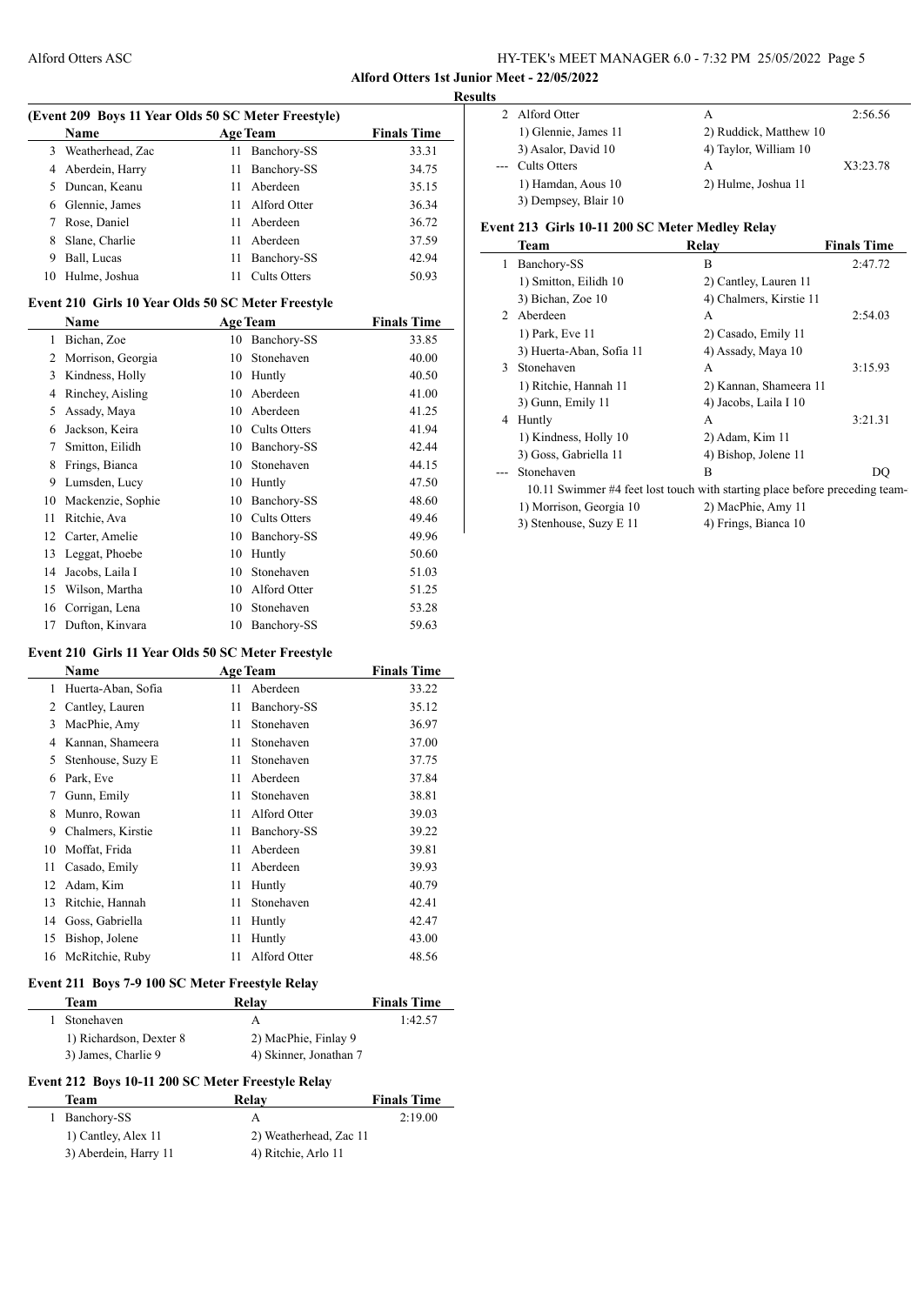**Alford Otters 1st Junior Meet - 22/05/2022**

**Results**

### (Event 209 Boys 11 Year Olds 50 SC Meter Freestyle)

| | Name | Age | Team | Finals Time |
|---|---|---|---|---|
| 3 | Weatherhead, Zac | 11 | Banchory-SS | 33.31 |
| 4 | Aberdein, Harry | 11 | Banchory-SS | 34.75 |
| 5 | Duncan, Keanu | 11 | Aberdeen | 35.15 |
| 6 | Glennie, James | 11 | Alford Otter | 36.34 |
| 7 | Rose, Daniel | 11 | Aberdeen | 36.72 |
| 8 | Slane, Charlie | 11 | Aberdeen | 37.59 |
| 9 | Ball, Lucas | 11 | Banchory-SS | 42.94 |
| 10 | Hulme, Joshua | 11 | Cults Otters | 50.93 |

### Event 210 Girls 10 Year Olds 50 SC Meter Freestyle

| | Name | Age | Team | Finals Time |
|---|---|---|---|---|
| 1 | Bichan, Zoe | 10 | Banchory-SS | 33.85 |
| 2 | Morrison, Georgia | 10 | Stonehaven | 40.00 |
| 3 | Kindness, Holly | 10 | Huntly | 40.50 |
| 4 | Rinchey, Aisling | 10 | Aberdeen | 41.00 |
| 5 | Assady, Maya | 10 | Aberdeen | 41.25 |
| 6 | Jackson, Keira | 10 | Cults Otters | 41.94 |
| 7 | Smitton, Eilidh | 10 | Banchory-SS | 42.44 |
| 8 | Frings, Bianca | 10 | Stonehaven | 44.15 |
| 9 | Lumsden, Lucy | 10 | Huntly | 47.50 |
| 10 | Mackenzie, Sophie | 10 | Banchory-SS | 48.60 |
| 11 | Ritchie, Ava | 10 | Cults Otters | 49.46 |
| 12 | Carter, Amelie | 10 | Banchory-SS | 49.96 |
| 13 | Leggat, Phoebe | 10 | Huntly | 50.60 |
| 14 | Jacobs, Laila I | 10 | Stonehaven | 51.03 |
| 15 | Wilson, Martha | 10 | Alford Otter | 51.25 |
| 16 | Corrigan, Lena | 10 | Stonehaven | 53.28 |
| 17 | Dufton, Kinvara | 10 | Banchory-SS | 59.63 |

### Event 210 Girls 11 Year Olds 50 SC Meter Freestyle

| | Name | Age | Team | Finals Time |
|---|---|---|---|---|
| 1 | Huerta-Aban, Sofia | 11 | Aberdeen | 33.22 |
| 2 | Cantley, Lauren | 11 | Banchory-SS | 35.12 |
| 3 | MacPhie, Amy | 11 | Stonehaven | 36.97 |
| 4 | Kannan, Shameera | 11 | Stonehaven | 37.00 |
| 5 | Stenhouse, Suzy E | 11 | Stonehaven | 37.75 |
| 6 | Park, Eve | 11 | Aberdeen | 37.84 |
| 7 | Gunn, Emily | 11 | Stonehaven | 38.81 |
| 8 | Munro, Rowan | 11 | Alford Otter | 39.03 |
| 9 | Chalmers, Kirstie | 11 | Banchory-SS | 39.22 |
| 10 | Moffat, Frida | 11 | Aberdeen | 39.81 |
| 11 | Casado, Emily | 11 | Aberdeen | 39.93 |
| 12 | Adam, Kim | 11 | Huntly | 40.79 |
| 13 | Ritchie, Hannah | 11 | Stonehaven | 42.41 |
| 14 | Goss, Gabriella | 11 | Huntly | 42.47 |
| 15 | Bishop, Jolene | 11 | Huntly | 43.00 |
| 16 | McRitchie, Ruby | 11 | Alford Otter | 48.56 |

### Event 211 Boys 7-9 100 SC Meter Freestyle Relay

| | Team | Relay | Finals Time |
|---|---|---|---|
| 1 | Stonehaven | A | 1:42.57 |
| | 1) Richardson, Dexter 8 | 2) MacPhie, Finlay 9 | |
| | 3) James, Charlie 9 | 4) Skinner, Jonathan 7 | |

### Event 212 Boys 10-11 200 SC Meter Freestyle Relay

| | Team | Relay | Finals Time |
|---|---|---|---|
| 1 | Banchory-SS | A | 2:19.00 |
| | 1) Cantley, Alex 11 | 2) Weatherhead, Zac 11 | |
| | 3) Aberdein, Harry 11 | 4) Ritchie, Arlo 11 | |
| 2 | Alford Otter | A | 2:56.56 |
| | 1) Glennie, James 11 | 2) Ruddick, Matthew 10 | |
| | 3) Asalor, David 10 | 4) Taylor, William 10 | |
| --- | Cults Otters | A | X3:23.78 |
| | 1) Hamdan, Aous 10 | 2) Hulme, Joshua 11 | |
| | 3) Dempsey, Blair 10 | | |

### Event 213 Girls 10-11 200 SC Meter Medley Relay

| | Team | Relay | Finals Time |
|---|---|---|---|
| 1 | Banchory-SS | B | 2:47.72 |
| | 1) Smitton, Eilidh 10 | 2) Cantley, Lauren 11 | |
| | 3) Bichan, Zoe 10 | 4) Chalmers, Kirstie 11 | |
| 2 | Aberdeen | A | 2:54.03 |
| | 1) Park, Eve 11 | 2) Casado, Emily 11 | |
| | 3) Huerta-Aban, Sofia 11 | 4) Assady, Maya 10 | |
| 3 | Stonehaven | A | 3:15.93 |
| | 1) Ritchie, Hannah 11 | 2) Kannan, Shameera 11 | |
| | 3) Gunn, Emily 11 | 4) Jacobs, Laila I 10 | |
| 4 | Huntly | A | 3:21.31 |
| | 1) Kindness, Holly 10 | 2) Adam, Kim 11 | |
| | 3) Goss, Gabriella 11 | 4) Bishop, Jolene 11 | |
| --- | Stonehaven | B | DQ |
| | 10.11 Swimmer #4 feet lost touch with starting place before preceding team- | | |
| | 1) Morrison, Georgia 10 | 2) MacPhie, Amy 11 | |
| | 3) Stenhouse, Suzy E 11 | 4) Frings, Bianca 10 | |